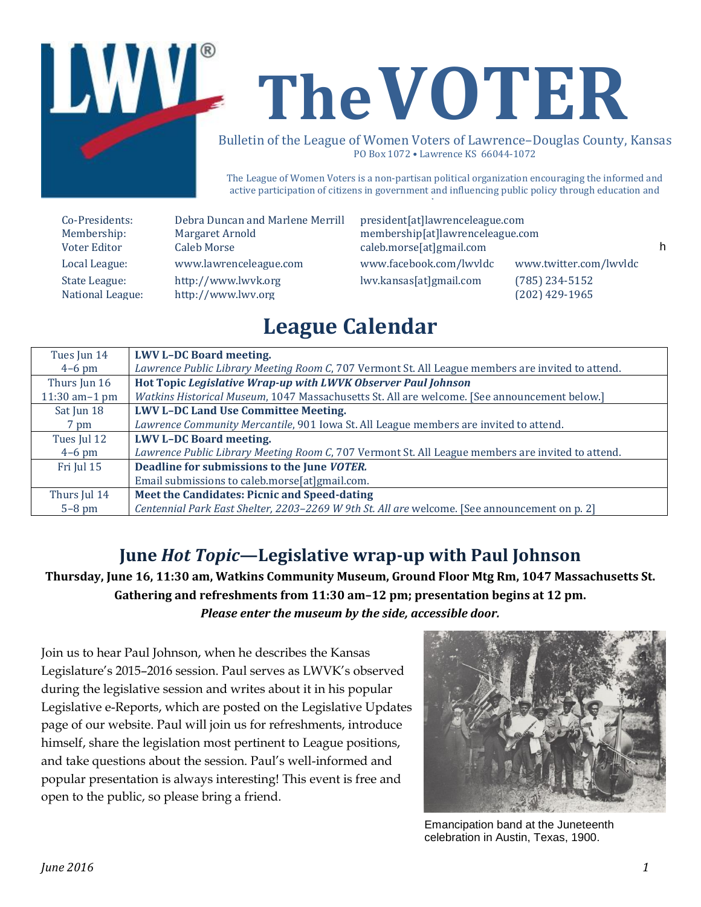# The VOTER

Bulletin of the League of Women Voters of Lawrence–Douglas County, Kansas
PO Box 1072 • Lawrence KS 66044-1072

The League of Women Voters is a non-partisan political organization encouraging the informed and active participation of citizens in government and influencing public policy through education and

| | | | |
|---|---|---|---|
| Co-Presidents: | Debra Duncan and Marlene Merrill | president[at]lawrenceleague.com | |
| Membership: | Margaret Arnold | membership[at]lawrenceleague.com | |
| Voter Editor | Caleb Morse | caleb.morse[at]gmail.com | |
| Local League: | www.lawrenceleague.com | www.facebook.com/lwvldc | www.twitter.com/lwvldc |
| State League: | http://www.lwvk.org | lwv.kansas[at]gmail.com | (785) 234-5152 |
| National League: | http://www.lwv.org | | (202) 429-1965 |

## League Calendar

| Date | Event |
|---|---|
| Tues Jun 14<br>4–6 pm | **LWV L–DC Board meeting.**<br>*Lawrence Public Library Meeting Room C*, 707 Vermont St. All League members are invited to attend. |
| Thurs Jun 16<br>11:30 am–1 pm | **Hot Topic *Legislative Wrap-up with LWVK Observer Paul Johnson***<br>*Watkins Historical Museum*, 1047 Massachusetts St. All are welcome. [See announcement below.] |
| Sat Jun 18<br>7 pm | **LWV L–DC Land Use Committee Meeting.**<br>*Lawrence Community Mercantile*, 901 Iowa St. All League members are invited to attend. |
| Tues Jul 12<br>4–6 pm | **LWV L–DC Board meeting.**<br>*Lawrence Public Library Meeting Room C*, 707 Vermont St. All League members are invited to attend. |
| Fri Jul 15 | **Deadline for submissions to the June *VOTER.***<br>Email submissions to caleb.morse[at]gmail.com. |
| Thurs Jul 14<br>5–8 pm | **Meet the Candidates: Picnic and Speed-dating**<br>*Centennial Park East Shelter, 2203–2269 W 9th St. All are* welcome. [See announcement on p. 2] |

## June *Hot Topic*—Legislative wrap-up with Paul Johnson

**Thursday, June 16, 11:30 am, Watkins Community Museum, Ground Floor Mtg Rm, 1047 Massachusetts St.**
**Gathering and refreshments from 11:30 am–12 pm; presentation begins at 12 pm.**
***Please enter the museum by the side, accessible door.***

Join us to hear Paul Johnson, when he describes the Kansas Legislature's 2015–2016 session. Paul serves as LWVK's observed during the legislative session and writes about it in his popular Legislative e-Reports, which are posted on the Legislative Updates page of our website. Paul will join us for refreshments, introduce himself, share the legislation most pertinent to League positions, and take questions about the session. Paul's well-informed and popular presentation is always interesting! This event is free and open to the public, so please bring a friend.

Emancipation band at the Juneteenth celebration in Austin, Texas, 1900.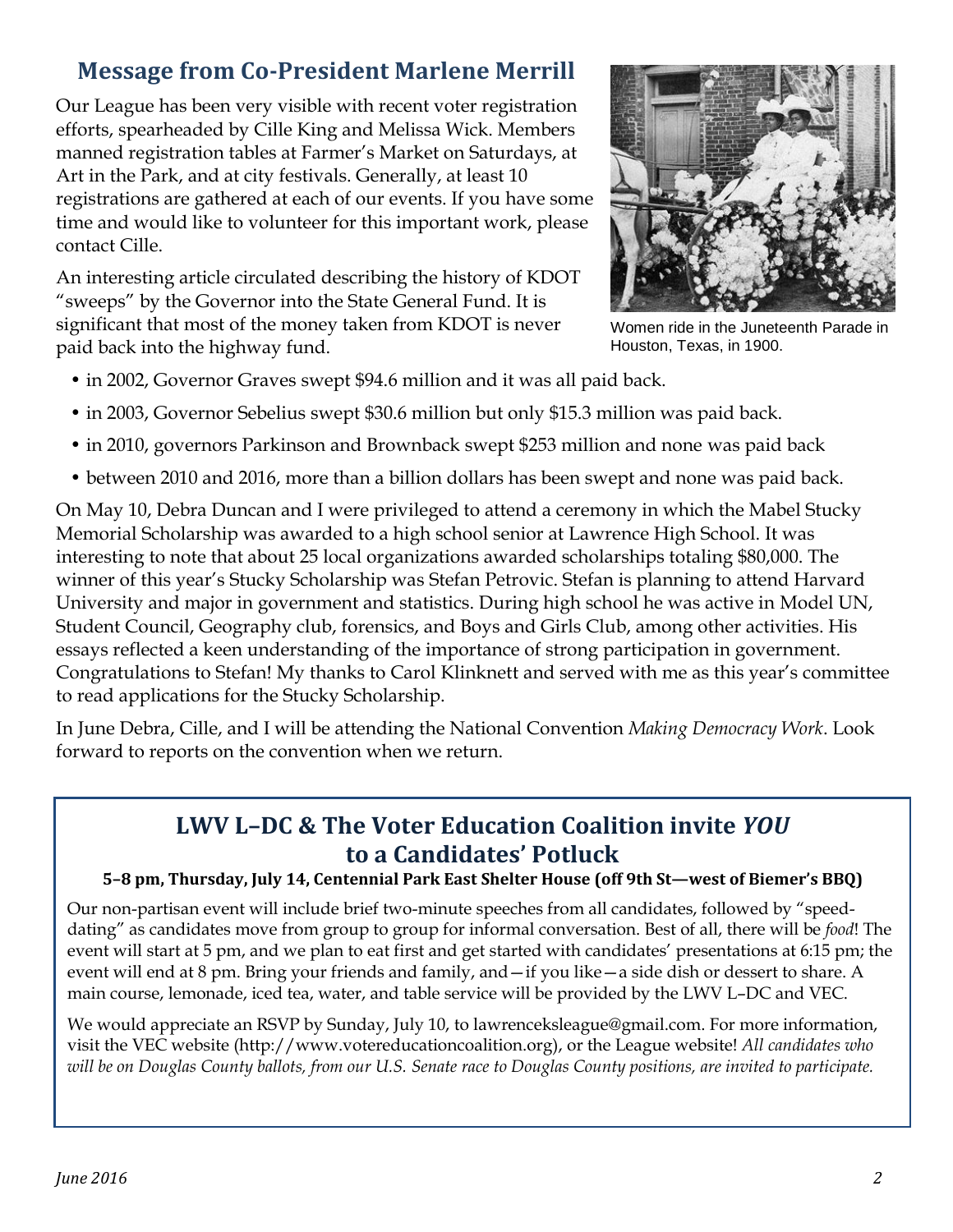## Message from Co-President Marlene Merrill

Our League has been very visible with recent voter registration efforts, spearheaded by Cille King and Melissa Wick. Members manned registration tables at Farmer's Market on Saturdays, at Art in the Park, and at city festivals. Generally, at least 10 registrations are gathered at each of our events. If you have some time and would like to volunteer for this important work, please contact Cille.

An interesting article circulated describing the history of KDOT "sweeps" by the Governor into the State General Fund. It is significant that most of the money taken from KDOT is never paid back into the highway fund.

Women ride in the Juneteenth Parade in Houston, Texas, in 1900.

- in 2002, Governor Graves swept $94.6 million and it was all paid back.
- in 2003, Governor Sebelius swept $30.6 million but only $15.3 million was paid back.
- in 2010, governors Parkinson and Brownback swept $253 million and none was paid back
- between 2010 and 2016, more than a billion dollars has been swept and none was paid back.

On May 10, Debra Duncan and I were privileged to attend a ceremony in which the Mabel Stucky Memorial Scholarship was awarded to a high school senior at Lawrence High School. It was interesting to note that about 25 local organizations awarded scholarships totaling $80,000. The winner of this year's Stucky Scholarship was Stefan Petrovic. Stefan is planning to attend Harvard University and major in government and statistics. During high school he was active in Model UN, Student Council, Geography club, forensics, and Boys and Girls Club, among other activities. His essays reflected a keen understanding of the importance of strong participation in government. Congratulations to Stefan! My thanks to Carol Klinknett and served with me as this year's committee to read applications for the Stucky Scholarship.

In June Debra, Cille, and I will be attending the National Convention *Making Democracy Work*. Look forward to reports on the convention when we return.

## LWV L–DC & The Voter Education Coalition invite *YOU* to a Candidates' Potluck

**5–8 pm, Thursday, July 14, Centennial Park East Shelter House (off 9th St—west of Biemer's BBQ)**

Our non-partisan event will include brief two-minute speeches from all candidates, followed by "speed-dating" as candidates move from group to group for informal conversation. Best of all, there will be *food*! The event will start at 5 pm, and we plan to eat first and get started with candidates' presentations at 6:15 pm; the event will end at 8 pm. Bring your friends and family, and—if you like—a side dish or dessert to share. A main course, lemonade, iced tea, water, and table service will be provided by the LWV L–DC and VEC.

We would appreciate an RSVP by Sunday, July 10, to lawrenceksleague@gmail.com. For more information, visit the VEC website (http://www.votereducationcoalition.org), or the League website! *All candidates who will be on Douglas County ballots, from our U.S. Senate race to Douglas County positions, are invited to participate.*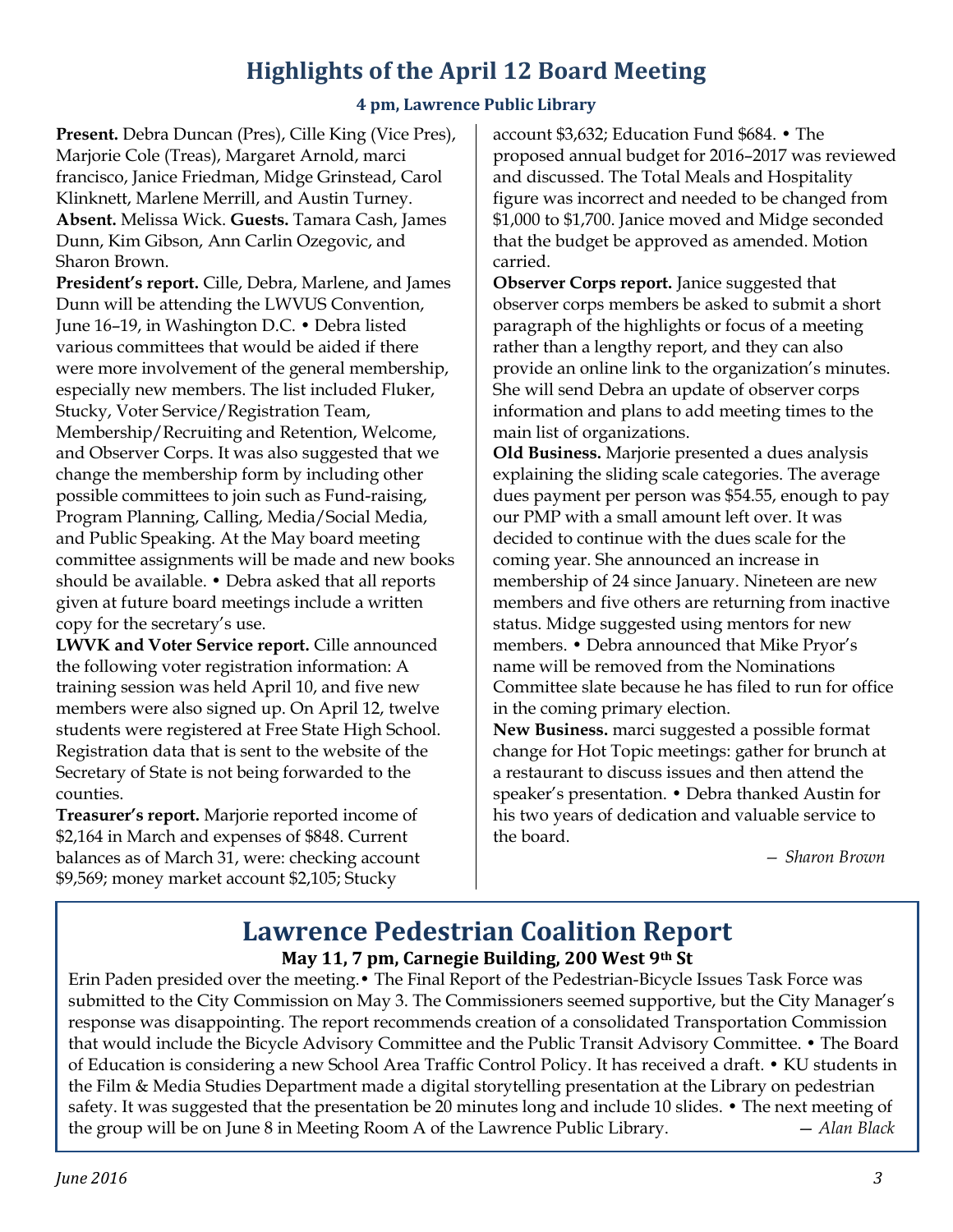# Highlights of the April 12 Board Meeting

**4 pm, Lawrence Public Library**

**Present.** Debra Duncan (Pres), Cille King (Vice Pres), Marjorie Cole (Treas), Margaret Arnold, marci francisco, Janice Friedman, Midge Grinstead, Carol Klinknett, Marlene Merrill, and Austin Turney. **Absent.** Melissa Wick. **Guests.** Tamara Cash, James Dunn, Kim Gibson, Ann Carlin Ozegovic, and Sharon Brown.

**President's report.** Cille, Debra, Marlene, and James Dunn will be attending the LWVUS Convention, June 16–19, in Washington D.C. • Debra listed various committees that would be aided if there were more involvement of the general membership, especially new members. The list included Fluker, Stucky, Voter Service/Registration Team, Membership/Recruiting and Retention, Welcome, and Observer Corps. It was also suggested that we change the membership form by including other possible committees to join such as Fund-raising, Program Planning, Calling, Media/Social Media, and Public Speaking. At the May board meeting committee assignments will be made and new books should be available. • Debra asked that all reports given at future board meetings include a written copy for the secretary's use.

**LWVK and Voter Service report.** Cille announced the following voter registration information: A training session was held April 10, and five new members were also signed up. On April 12, twelve students were registered at Free State High School. Registration data that is sent to the website of the Secretary of State is not being forwarded to the counties.

**Treasurer's report.** Marjorie reported income of $2,164 in March and expenses of $848. Current balances as of March 31, were: checking account $9,569; money market account $2,105; Stucky account $3,632; Education Fund $684. • The proposed annual budget for 2016–2017 was reviewed and discussed. The Total Meals and Hospitality figure was incorrect and needed to be changed from $1,000 to $1,700. Janice moved and Midge seconded that the budget be approved as amended. Motion carried.

**Observer Corps report.** Janice suggested that observer corps members be asked to submit a short paragraph of the highlights or focus of a meeting rather than a lengthy report, and they can also provide an online link to the organization's minutes. She will send Debra an update of observer corps information and plans to add meeting times to the main list of organizations.

**Old Business.** Marjorie presented a dues analysis explaining the sliding scale categories. The average dues payment per person was $54.55, enough to pay our PMP with a small amount left over. It was decided to continue with the dues scale for the coming year. She announced an increase in membership of 24 since January. Nineteen are new members and five others are returning from inactive status. Midge suggested using mentors for new members. • Debra announced that Mike Pryor's name will be removed from the Nominations Committee slate because he has filed to run for office in the coming primary election.

**New Business.** marci suggested a possible format change for Hot Topic meetings: gather for brunch at a restaurant to discuss issues and then attend the speaker's presentation. • Debra thanked Austin for his two years of dedication and valuable service to the board.

*— Sharon Brown*

# Lawrence Pedestrian Coalition Report

**May 11, 7 pm, Carnegie Building, 200 West 9th St**

Erin Paden presided over the meeting.• The Final Report of the Pedestrian-Bicycle Issues Task Force was submitted to the City Commission on May 3. The Commissioners seemed supportive, but the City Manager's response was disappointing. The report recommends creation of a consolidated Transportation Commission that would include the Bicycle Advisory Committee and the Public Transit Advisory Committee. • The Board of Education is considering a new School Area Traffic Control Policy. It has received a draft. • KU students in the Film & Media Studies Department made a digital storytelling presentation at the Library on pedestrian safety. It was suggested that the presentation be 20 minutes long and include 10 slides. • The next meeting of the group will be on June 8 in Meeting Room A of the Lawrence Public Library.

*— Alan Black*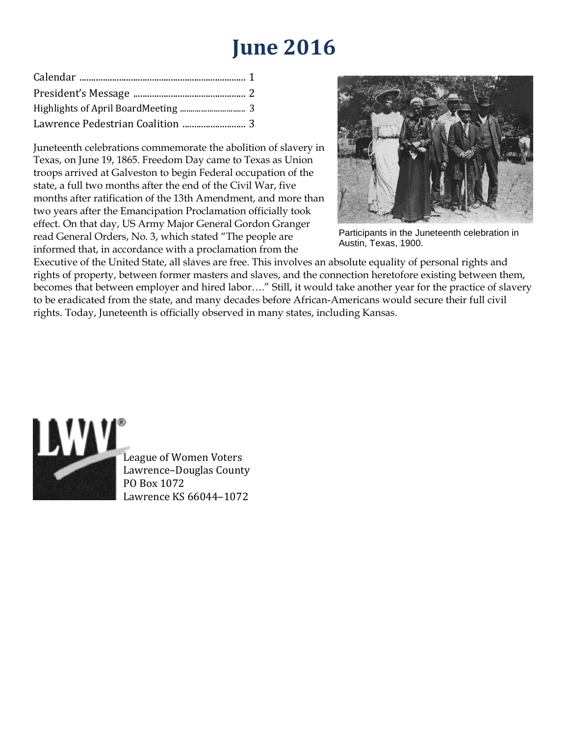# June 2016

Calendar .................................................................... 1
President's Message ............................................ 2
Highlights of April BoardMeeting ............................. 3
Lawrence Pedestrian Coalition ........................... 3

Participants in the Juneteenth celebration in Austin, Texas, 1900.

Juneteenth celebrations commemorate the abolition of slavery in Texas, on June 19, 1865. Freedom Day came to Texas as Union troops arrived at Galveston to begin Federal occupation of the state, a full two months after the end of the Civil War, five months after ratification of the 13th Amendment, and more than two years after the Emancipation Proclamation officially took effect. On that day, US Army Major General Gordon Granger read General Orders, No. 3, which stated "The people are informed that, in accordance with a proclamation from the Executive of the United State, all slaves are free. This involves an absolute equality of personal rights and rights of property, between former masters and slaves, and the connection heretofore existing between them, becomes that between employer and hired labor…." Still, it would take another year for the practice of slavery to be eradicated from the state, and many decades before African-Americans would secure their full civil rights. Today, Juneteenth is officially observed in many states, including Kansas.

League of Women Voters
Lawrence–Douglas County
PO Box 1072
Lawrence KS 66044–1072